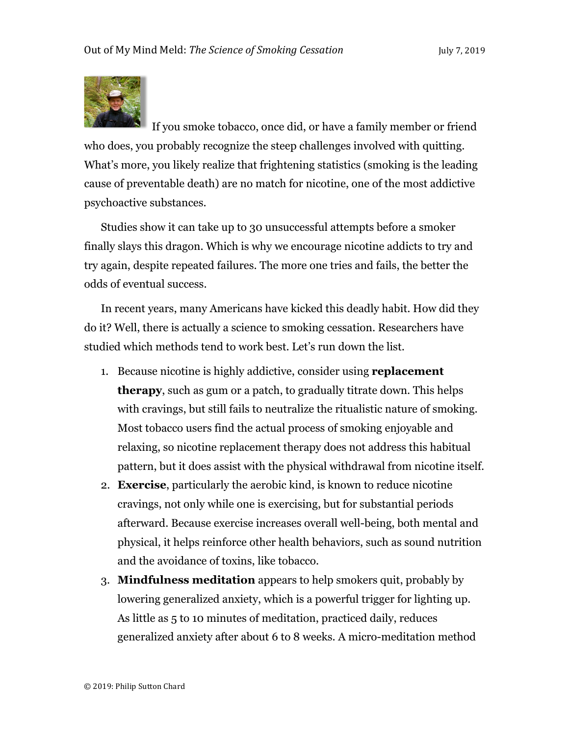If you smoke tobacco, once did, or have a family member or friend who does, you probably recognize the steep challenges involved with quitting. What's more, you likely realize that frightening statistics (smoking is the leading cause of preventable death) are no match for nicotine, one of the most addictive psychoactive substances.

Studies show it can take up to 30 unsuccessful attempts before a smoker finally slays this dragon. Which is why we encourage nicotine addicts to try and try again, despite repeated failures. The more one tries and fails, the better the odds of eventual success.

In recent years, many Americans have kicked this deadly habit. How did they do it? Well, there is actually a science to smoking cessation. Researchers have studied which methods tend to work best. Let's run down the list.

1. Because nicotine is highly addictive, consider using **replacement therapy**, such as gum or a patch, to gradually titrate down. This helps with cravings, but still fails to neutralize the ritualistic nature of smoking. Most tobacco users find the actual process of smoking enjoyable and relaxing, so nicotine replacement therapy does not address this habitual pattern, but it does assist with the physical withdrawal from nicotine itself.
2. **Exercise**, particularly the aerobic kind, is known to reduce nicotine cravings, not only while one is exercising, but for substantial periods afterward. Because exercise increases overall well-being, both mental and physical, it helps reinforce other health behaviors, such as sound nutrition and the avoidance of toxins, like tobacco.
3. **Mindfulness meditation** appears to help smokers quit, probably by lowering generalized anxiety, which is a powerful trigger for lighting up. As little as 5 to 10 minutes of meditation, practiced daily, reduces generalized anxiety after about 6 to 8 weeks. A micro-meditation method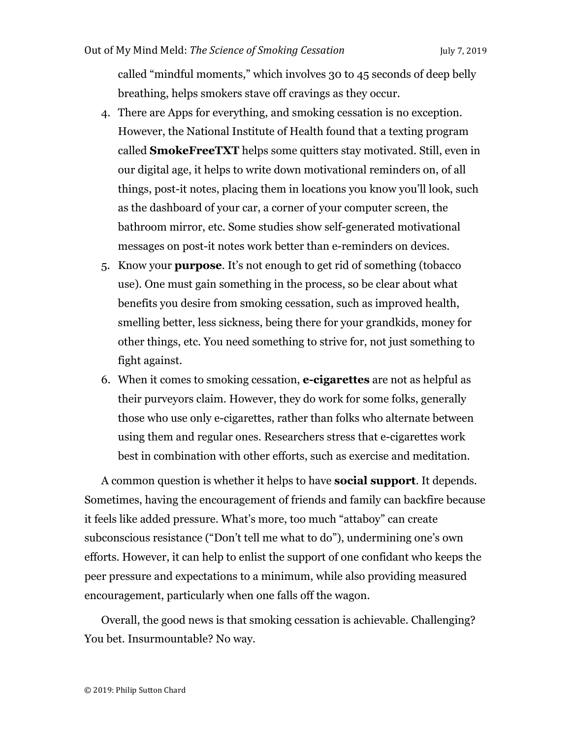called “mindful moments,” which involves 30 to 45 seconds of deep belly breathing, helps smokers stave off cravings as they occur.

4. There are Apps for everything, and smoking cessation is no exception. However, the National Institute of Health found that a texting program called **SmokeFreeTXT** helps some quitters stay motivated. Still, even in our digital age, it helps to write down motivational reminders on, of all things, post-it notes, placing them in locations you know you’ll look, such as the dashboard of your car, a corner of your computer screen, the bathroom mirror, etc. Some studies show self-generated motivational messages on post-it notes work better than e-reminders on devices.
5. Know your **purpose**. It’s not enough to get rid of something (tobacco use). One must gain something in the process, so be clear about what benefits you desire from smoking cessation, such as improved health, smelling better, less sickness, being there for your grandkids, money for other things, etc. You need something to strive for, not just something to fight against.
6. When it comes to smoking cessation, **e-cigarettes** are not as helpful as their purveyors claim. However, they do work for some folks, generally those who use only e-cigarettes, rather than folks who alternate between using them and regular ones. Researchers stress that e-cigarettes work best in combination with other efforts, such as exercise and meditation.

A common question is whether it helps to have **social support**. It depends. Sometimes, having the encouragement of friends and family can backfire because it feels like added pressure. What’s more, too much “attaboy” can create subconscious resistance (“Don’t tell me what to do”), undermining one’s own efforts. However, it can help to enlist the support of one confidant who keeps the peer pressure and expectations to a minimum, while also providing measured encouragement, particularly when one falls off the wagon.

Overall, the good news is that smoking cessation is achievable. Challenging? You bet. Insurmountable? No way.

© 2019: Philip Sutton Chard